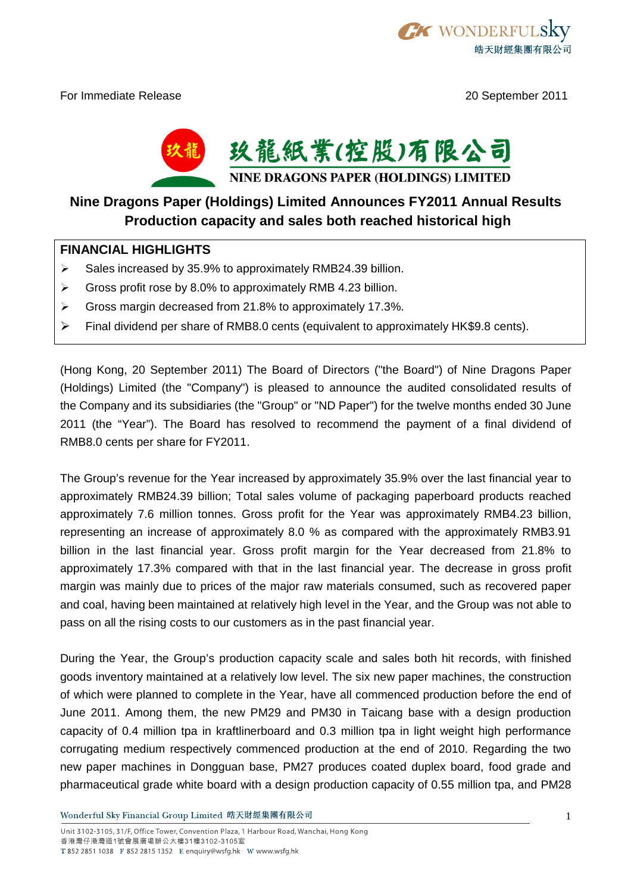For Immediate Release 20 September 2011

玖龍紙業(控股)有限公司

NINE DRAGONS PAPER (HOLDINGS) LIMITED

# Nine Dragons Paper (Holdings) Limited Announces FY2011 Annual Results
## Production capacity and sales both reached historical high

**FINANCIAL HIGHLIGHTS**

- Sales increased by 35.9% to approximately RMB24.39 billion.
- Gross profit rose by 8.0% to approximately RMB 4.23 billion.
- Gross margin decreased from 21.8% to approximately 17.3%.
- Final dividend per share of RMB8.0 cents (equivalent to approximately HK$9.8 cents).

(Hong Kong, 20 September 2011) The Board of Directors ("the Board") of Nine Dragons Paper (Holdings) Limited (the "Company") is pleased to announce the audited consolidated results of the Company and its subsidiaries (the "Group" or "ND Paper") for the twelve months ended 30 June 2011 (the "Year"). The Board has resolved to recommend the payment of a final dividend of RMB8.0 cents per share for FY2011.

The Group's revenue for the Year increased by approximately 35.9% over the last financial year to approximately RMB24.39 billion; Total sales volume of packaging paperboard products reached approximately 7.6 million tonnes. Gross profit for the Year was approximately RMB4.23 billion, representing an increase of approximately 8.0 % as compared with the approximately RMB3.91 billion in the last financial year. Gross profit margin for the Year decreased from 21.8% to approximately 17.3% compared with that in the last financial year. The decrease in gross profit margin was mainly due to prices of the major raw materials consumed, such as recovered paper and coal, having been maintained at relatively high level in the Year, and the Group was not able to pass on all the rising costs to our customers as in the past financial year.

During the Year, the Group's production capacity scale and sales both hit records, with finished goods inventory maintained at a relatively low level. The six new paper machines, the construction of which were planned to complete in the Year, have all commenced production before the end of June 2011. Among them, the new PM29 and PM30 in Taicang base with a design production capacity of 0.4 million tpa in kraftlinerboard and 0.3 million tpa in light weight high performance corrugating medium respectively commenced production at the end of 2010. Regarding the two new paper machines in Dongguan base, PM27 produces coated duplex board, food grade and pharmaceutical grade white board with a design production capacity of 0.55 million tpa, and PM28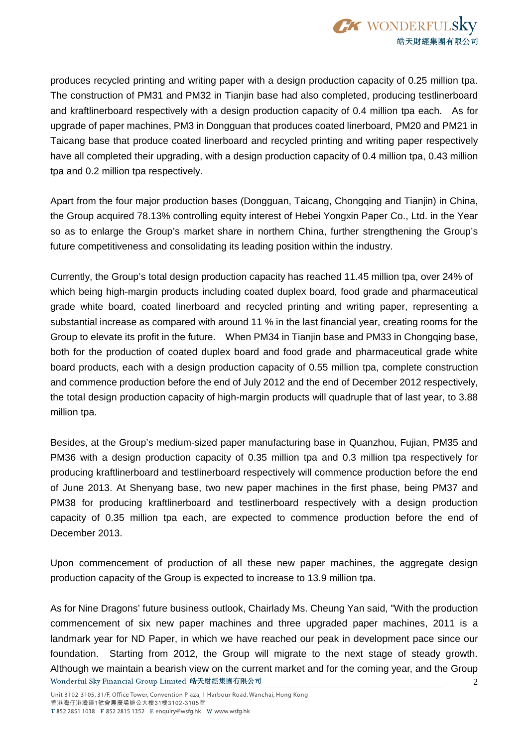produces recycled printing and writing paper with a design production capacity of 0.25 million tpa. The construction of PM31 and PM32 in Tianjin base had also completed, producing testlinerboard and kraftlinerboard respectively with a design production capacity of 0.4 million tpa each. As for upgrade of paper machines, PM3 in Dongguan that produces coated linerboard, PM20 and PM21 in Taicang base that produce coated linerboard and recycled printing and writing paper respectively have all completed their upgrading, with a design production capacity of 0.4 million tpa, 0.43 million tpa and 0.2 million tpa respectively.

Apart from the four major production bases (Dongguan, Taicang, Chongqing and Tianjin) in China, the Group acquired 78.13% controlling equity interest of Hebei Yongxin Paper Co., Ltd. in the Year so as to enlarge the Group's market share in northern China, further strengthening the Group's future competitiveness and consolidating its leading position within the industry.

Currently, the Group's total design production capacity has reached 11.45 million tpa, over 24% of which being high-margin products including coated duplex board, food grade and pharmaceutical grade white board, coated linerboard and recycled printing and writing paper, representing a substantial increase as compared with around 11 % in the last financial year, creating rooms for the Group to elevate its profit in the future. When PM34 in Tianjin base and PM33 in Chongqing base, both for the production of coated duplex board and food grade and pharmaceutical grade white board products, each with a design production capacity of 0.55 million tpa, complete construction and commence production before the end of July 2012 and the end of December 2012 respectively, the total design production capacity of high-margin products will quadruple that of last year, to 3.88 million tpa.

Besides, at the Group's medium-sized paper manufacturing base in Quanzhou, Fujian, PM35 and PM36 with a design production capacity of 0.35 million tpa and 0.3 million tpa respectively for producing kraftlinerboard and testlinerboard respectively will commence production before the end of June 2013. At Shenyang base, two new paper machines in the first phase, being PM37 and PM38 for producing kraftlinerboard and testlinerboard respectively with a design production capacity of 0.35 million tpa each, are expected to commence production before the end of December 2013.

Upon commencement of production of all these new paper machines, the aggregate design production capacity of the Group is expected to increase to 13.9 million tpa.

As for Nine Dragons' future business outlook, Chairlady Ms. Cheung Yan said, "With the production commencement of six new paper machines and three upgraded paper machines, 2011 is a landmark year for ND Paper, in which we have reached our peak in development pace since our foundation. Starting from 2012, the Group will migrate to the next stage of steady growth. Although we maintain a bearish view on the current market and for the coming year, and the Group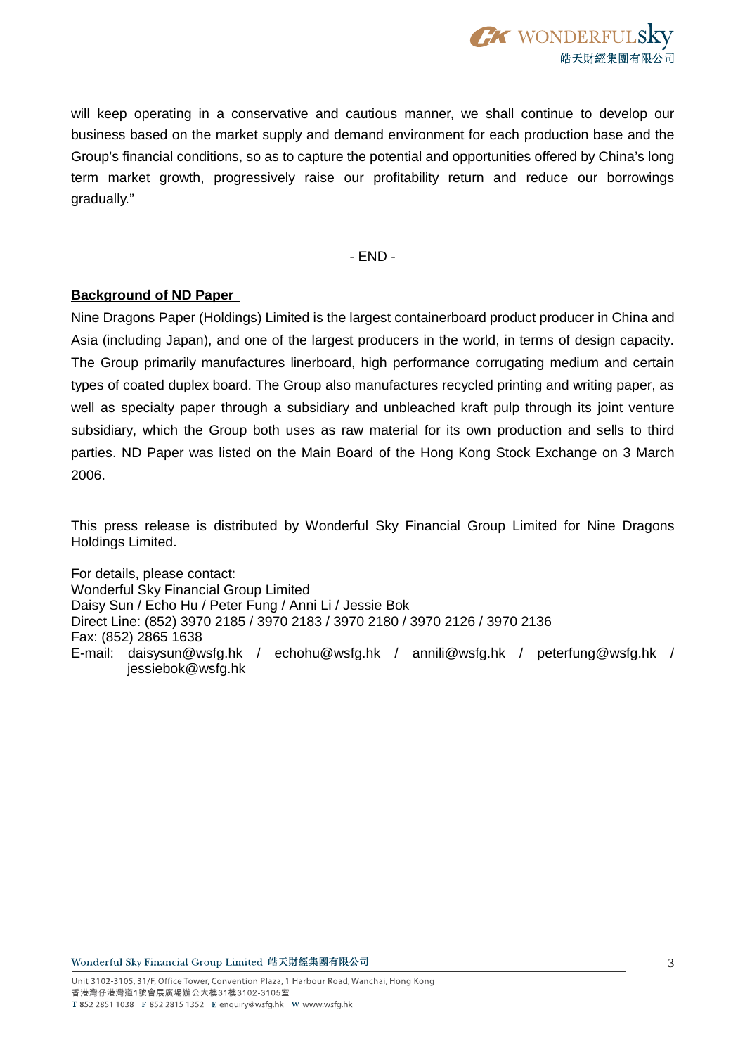will keep operating in a conservative and cautious manner, we shall continue to develop our business based on the market supply and demand environment for each production base and the Group's financial conditions, so as to capture the potential and opportunities offered by China's long term market growth, progressively raise our profitability return and reduce our borrowings gradually."

- END -

**Background of ND Paper**

Nine Dragons Paper (Holdings) Limited is the largest containerboard product producer in China and Asia (including Japan), and one of the largest producers in the world, in terms of design capacity. The Group primarily manufactures linerboard, high performance corrugating medium and certain types of coated duplex board. The Group also manufactures recycled printing and writing paper, as well as specialty paper through a subsidiary and unbleached kraft pulp through its joint venture subsidiary, which the Group both uses as raw material for its own production and sells to third parties. ND Paper was listed on the Main Board of the Hong Kong Stock Exchange on 3 March 2006.

This press release is distributed by Wonderful Sky Financial Group Limited for Nine Dragons Holdings Limited.

For details, please contact:
Wonderful Sky Financial Group Limited
Daisy Sun / Echo Hu / Peter Fung / Anni Li / Jessie Bok
Direct Line: (852) 3970 2185 / 3970 2183 / 3970 2180 / 3970 2126 / 3970 2136
Fax: (852) 2865 1638
E-mail: daisysun@wsfg.hk / echohu@wsfg.hk / annili@wsfg.hk / peterfung@wsfg.hk / jessiebok@wsfg.hk